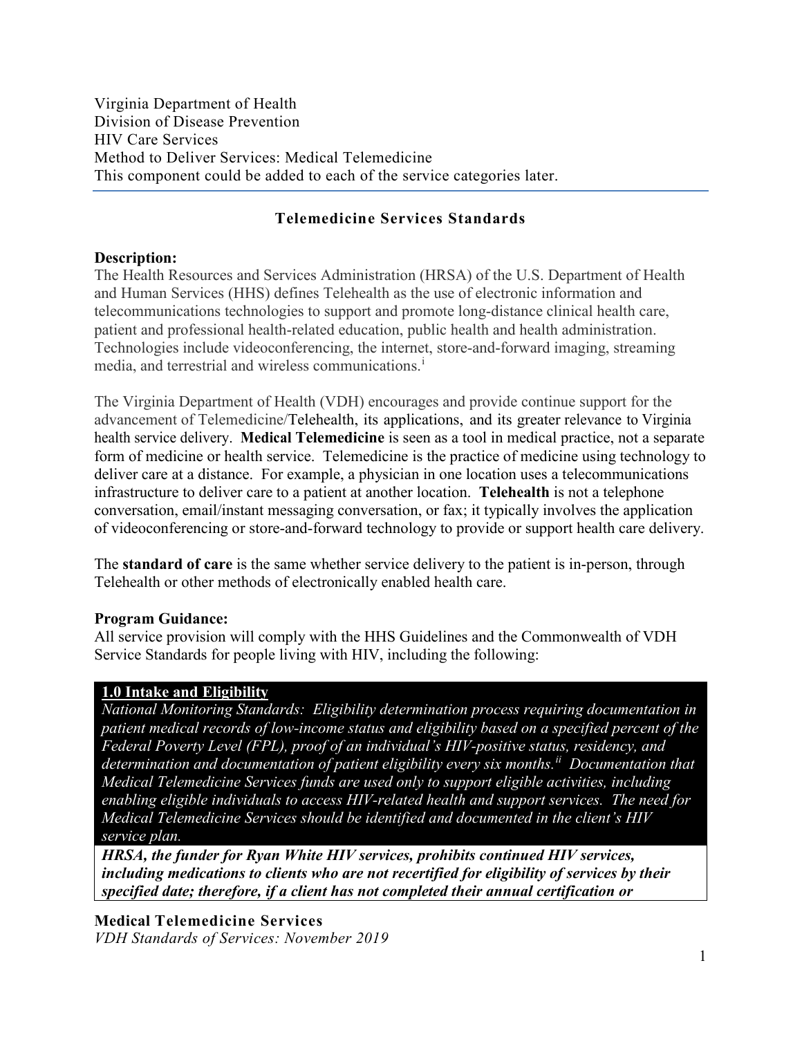Virginia Department of Health
Division of Disease Prevention
HIV Care Services
Method to Deliver Services: Medical Telemedicine
This component could be added to each of the service categories later.

## Telemedicine Services Standards

**Description:**
The Health Resources and Services Administration (HRSA) of the U.S. Department of Health and Human Services (HHS) defines Telehealth as the use of electronic information and telecommunications technologies to support and promote long-distance clinical health care, patient and professional health-related education, public health and health administration. Technologies include videoconferencing, the internet, store-and-forward imaging, streaming media, and terrestrial and wireless communications.[i]

The Virginia Department of Health (VDH) encourages and provide continue support for the advancement of Telemedicine/Telehealth, its applications, and its greater relevance to Virginia health service delivery. **Medical Telemedicine** is seen as a tool in medical practice, not a separate form of medicine or health service. Telemedicine is the practice of medicine using technology to deliver care at a distance. For example, a physician in one location uses a telecommunications infrastructure to deliver care to a patient at another location. **Telehealth** is not a telephone conversation, email/instant messaging conversation, or fax; it typically involves the application of videoconferencing or store-and-forward technology to provide or support health care delivery.

The **standard of care** is the same whether service delivery to the patient is in-person, through Telehealth or other methods of electronically enabled health care.

**Program Guidance:**
All service provision will comply with the HHS Guidelines and the Commonwealth of VDH Service Standards for people living with HIV, including the following:

### 1.0 Intake and Eligibility

*National Monitoring Standards: Eligibility determination process requiring documentation in patient medical records of low-income status and eligibility based on a specified percent of the Federal Poverty Level (FPL), proof of an individual's HIV-positive status, residency, and determination and documentation of patient eligibility every six months.[ii] Documentation that Medical Telemedicine Services funds are used only to support eligible activities, including enabling eligible individuals to access HIV-related health and support services. The need for Medical Telemedicine Services should be identified and documented in the client's HIV service plan.*

***HRSA, the funder for Ryan White HIV services, prohibits continued HIV services, including medications to clients who are not recertified for eligibility of services by their specified date; therefore, if a client has not completed their annual certification or***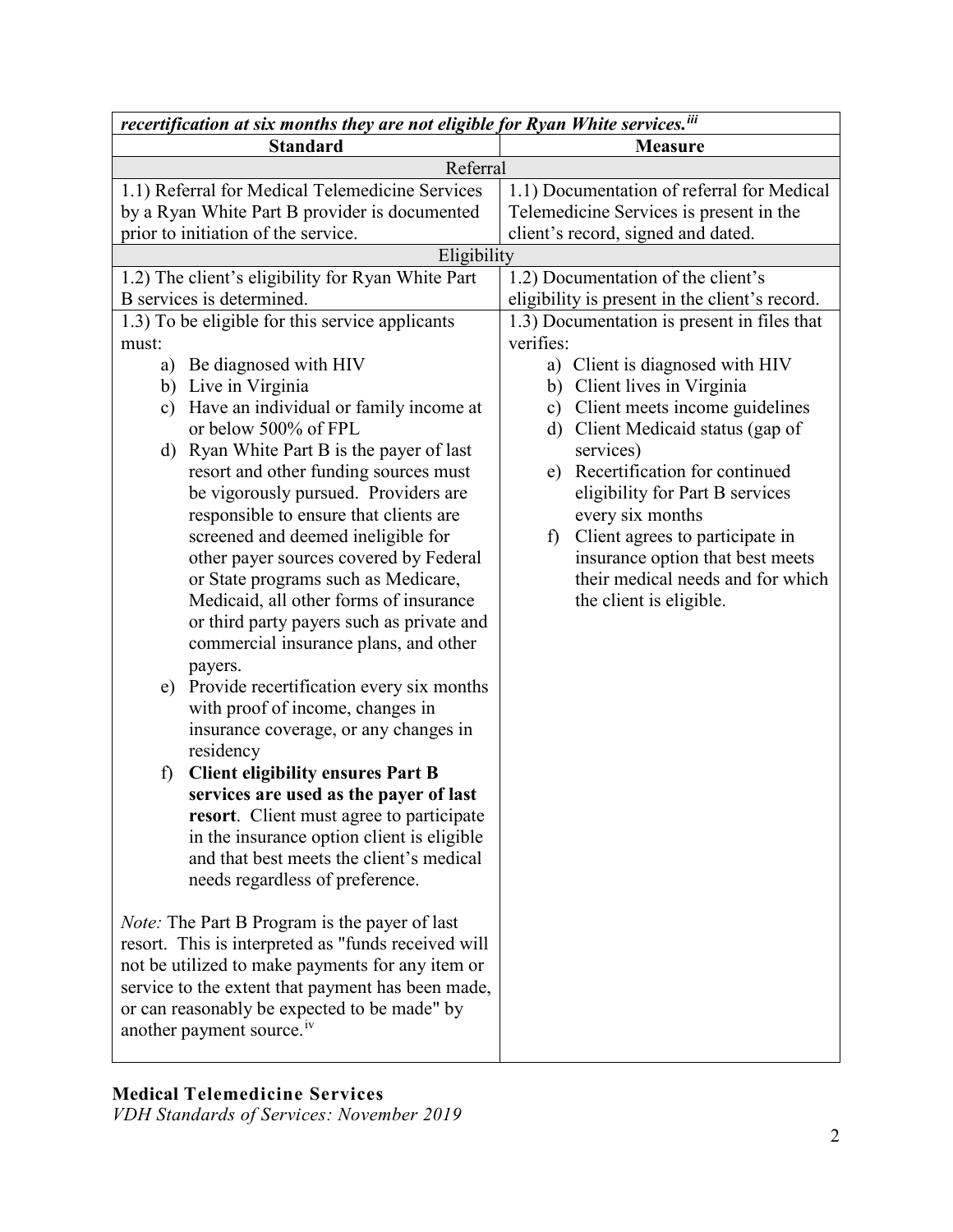| *recertification at six months they are not eligible for Ryan White services.*[iii] | |
|---|---|
| **Standard** | **Measure** |
| Referral | |
| 1.1) Referral for Medical Telemedicine Services by a Ryan White Part B provider is documented prior to initiation of the service. | 1.1) Documentation of referral for Medical Telemedicine Services is present in the client's record, signed and dated. |
| Eligibility | |
| 1.2) The client's eligibility for Ryan White Part B services is determined. | 1.2) Documentation of the client's eligibility is present in the client's record. |
| 1.3) To be eligible for this service applicants must:<br>a) Be diagnosed with HIV<br>b) Live in Virginia<br>c) Have an individual or family income at or below 500% of FPL<br>d) Ryan White Part B is the payer of last resort and other funding sources must be vigorously pursued. Providers are responsible to ensure that clients are screened and deemed ineligible for other payer sources covered by Federal or State programs such as Medicare, Medicaid, all other forms of insurance or third party payers such as private and commercial insurance plans, and other payers.<br>e) Provide recertification every six months with proof of income, changes in insurance coverage, or any changes in residency<br>f) **Client eligibility ensures Part B services are used as the payer of last resort**. Client must agree to participate in the insurance option client is eligible and that best meets the client's medical needs regardless of preference.<br><br>*Note:* The Part B Program is the payer of last resort. This is interpreted as "funds received will not be utilized to make payments for any item or service to the extent that payment has been made, or can reasonably be expected to be made" by another payment source.[iv] | 1.3) Documentation is present in files that verifies:<br>a) Client is diagnosed with HIV<br>b) Client lives in Virginia<br>c) Client meets income guidelines<br>d) Client Medicaid status (gap of services)<br>e) Recertification for continued eligibility for Part B services every six months<br>f) Client agrees to participate in insurance option that best meets their medical needs and for which the client is eligible. |

**Medical Telemedicine Services**
*VDH Standards of Services: November 2019*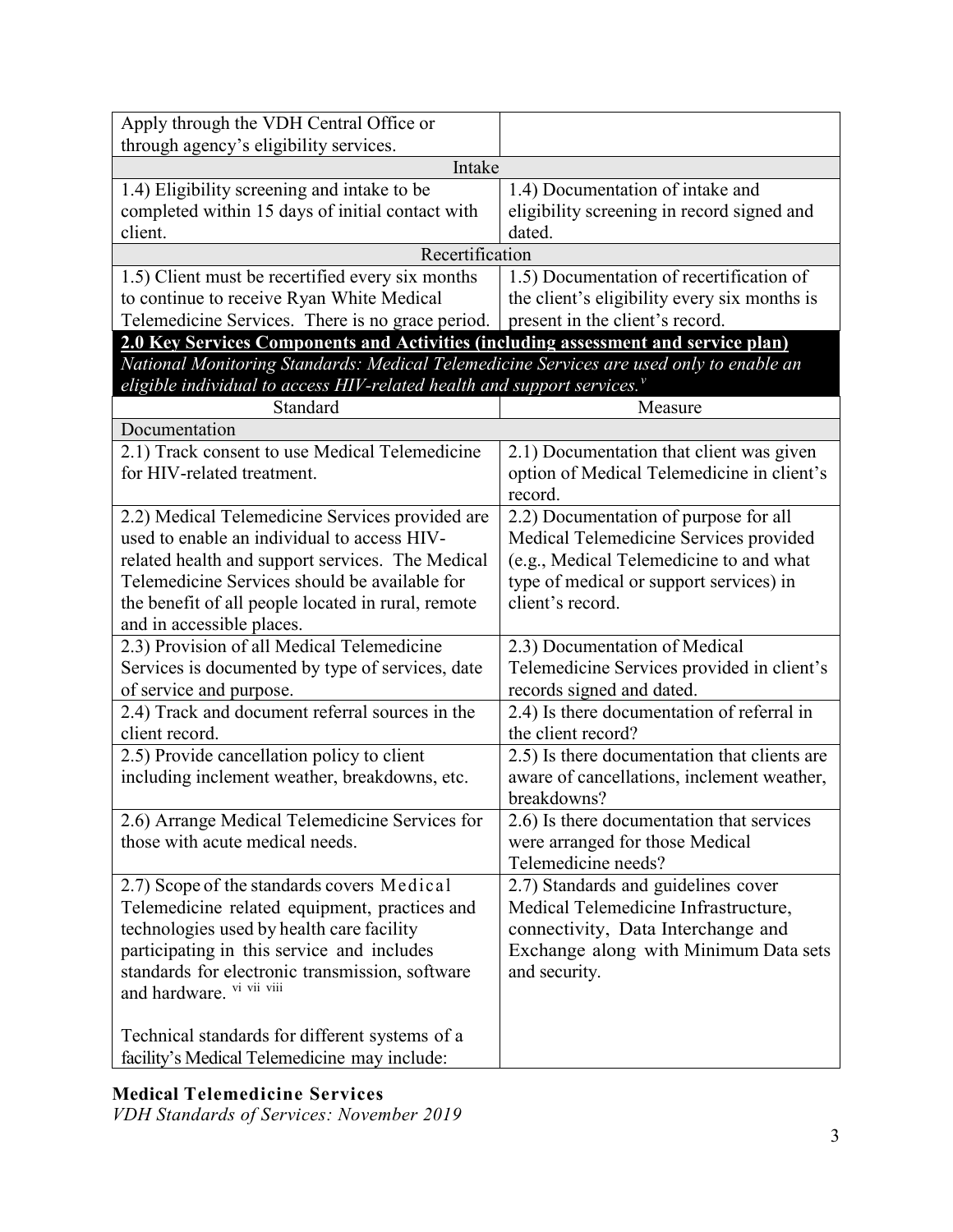| | |
|---|---|
| Apply through the VDH Central Office or through agency's eligibility services. | |
| **Intake** | |
| 1.4) Eligibility screening and intake to be completed within 15 days of initial contact with client. | 1.4) Documentation of intake and eligibility screening in record signed and dated. |
| **Recertification** | |
| 1.5) Client must be recertified every six months to continue to receive Ryan White Medical Telemedicine Services. There is no grace period. | 1.5) Documentation of recertification of the client's eligibility every six months is present in the client's record. |

**2.0 Key Services Components and Activities (including assessment and service plan)**

*National Monitoring Standards: Medical Telemedicine Services are used only to enable an eligible individual to access HIV-related health and support services.*[v]

| Standard | Measure |
|---|---|
| Documentation | |
| 2.1) Track consent to use Medical Telemedicine for HIV-related treatment. | 2.1) Documentation that client was given option of Medical Telemedicine in client's record. |
| 2.2) Medical Telemedicine Services provided are used to enable an individual to access HIV-related health and support services. The Medical Telemedicine Services should be available for the benefit of all people located in rural, remote and in accessible places. | 2.2) Documentation of purpose for all Medical Telemedicine Services provided (e.g., Medical Telemedicine to and what type of medical or support services) in client's record. |
| 2.3) Provision of all Medical Telemedicine Services is documented by type of services, date of service and purpose. | 2.3) Documentation of Medical Telemedicine Services provided in client's records signed and dated. |
| 2.4) Track and document referral sources in the client record. | 2.4) Is there documentation of referral in the client record? |
| 2.5) Provide cancellation policy to client including inclement weather, breakdowns, etc. | 2.5) Is there documentation that clients are aware of cancellations, inclement weather, breakdowns? |
| 2.6) Arrange Medical Telemedicine Services for those with acute medical needs. | 2.6) Is there documentation that services were arranged for those Medical Telemedicine needs? |
| 2.7) Scope of the standards covers Medical Telemedicine related equipment, practices and technologies used by health care facility participating in this service and includes standards for electronic transmission, software and hardware. [vi vii viii]<br><br>Technical standards for different systems of a facility's Medical Telemedicine may include: | 2.7) Standards and guidelines cover Medical Telemedicine Infrastructure, connectivity, Data Interchange and Exchange along with Minimum Data sets and security. |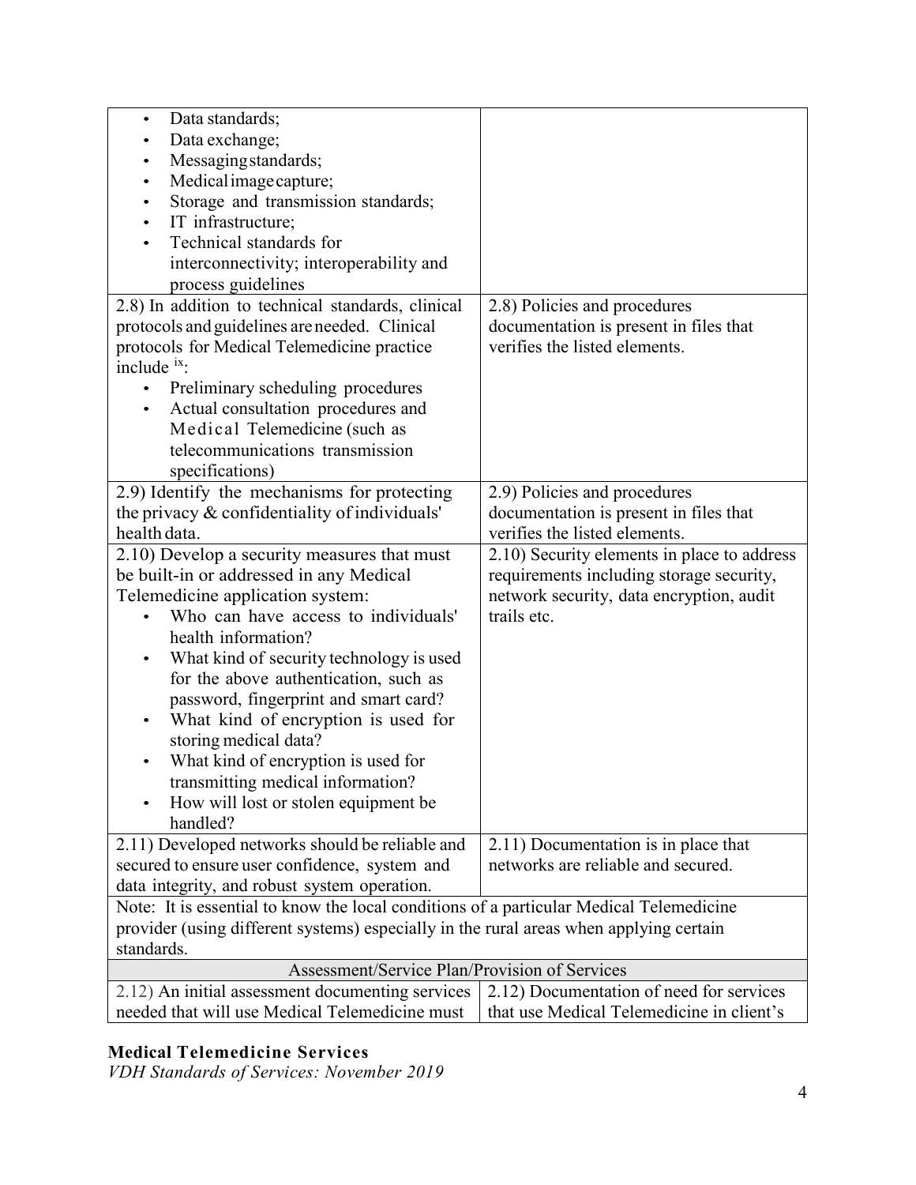| | |
|---|---|
| • Data standards;<br>• Data exchange;<br>• Messaging standards;<br>• Medical image capture;<br>• Storage and transmission standards;<br>• IT infrastructure;<br>• Technical standards for interconnectivity; interoperability and process guidelines | |
| 2.8) In addition to technical standards, clinical protocols and guidelines are needed. Clinical protocols for Medical Telemedicine practice include [ix]:<br>• Preliminary scheduling procedures<br>• Actual consultation procedures and Medical Telemedicine (such as telecommunications transmission specifications) | 2.8) Policies and procedures documentation is present in files that verifies the listed elements. |
| 2.9) Identify the mechanisms for protecting the privacy & confidentiality of individuals' health data. | 2.9) Policies and procedures documentation is present in files that verifies the listed elements. |
| 2.10) Develop a security measures that must be built-in or addressed in any Medical Telemedicine application system:<br>• Who can have access to individuals' health information?<br>• What kind of security technology is used for the above authentication, such as password, fingerprint and smart card?<br>• What kind of encryption is used for storing medical data?<br>• What kind of encryption is used for transmitting medical information?<br>• How will lost or stolen equipment be handled? | 2.10) Security elements in place to address requirements including storage security, network security, data encryption, audit trails etc. |
| 2.11) Developed networks should be reliable and secured to ensure user confidence, system and data integrity, and robust system operation. | 2.11) Documentation is in place that networks are reliable and secured. |
| Note: It is essential to know the local conditions of a particular Medical Telemedicine provider (using different systems) especially in the rural areas when applying certain standards. | |
| **Assessment/Service Plan/Provision of Services** | |
| 2.12) An initial assessment documenting services needed that will use Medical Telemedicine must | 2.12) Documentation of need for services that use Medical Telemedicine in client's |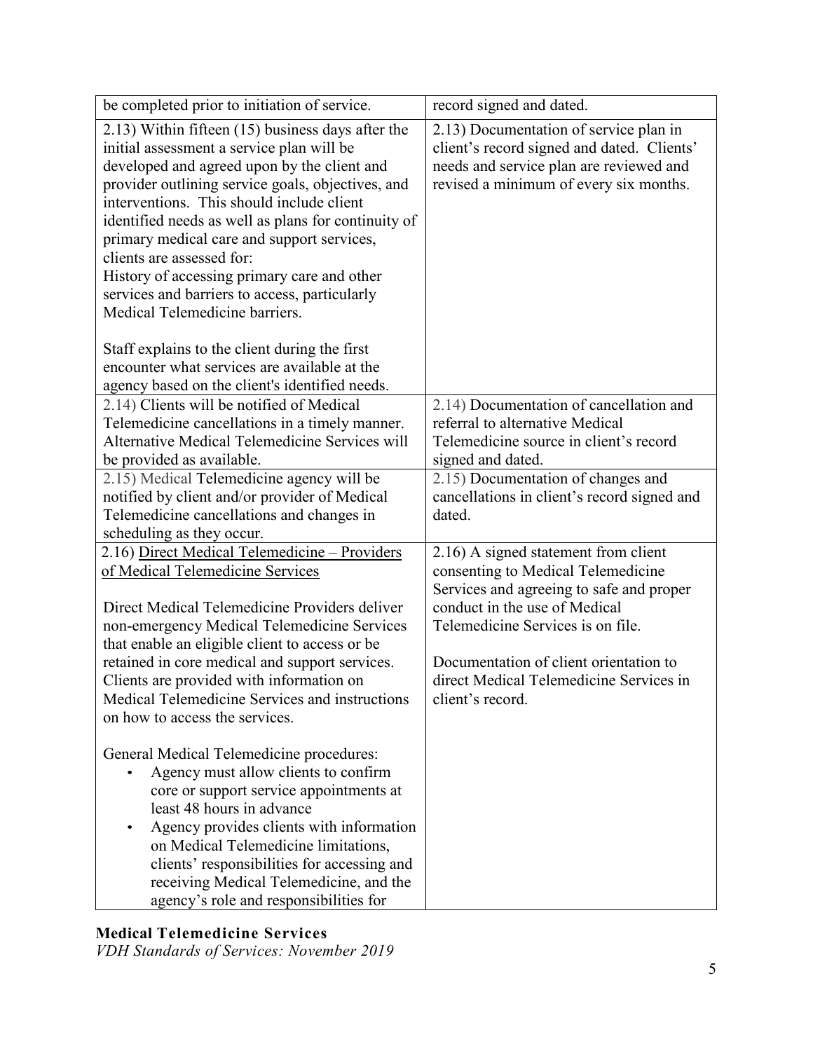| | |
|---|---|
| be completed prior to initiation of service. | record signed and dated. |
| 2.13) Within fifteen (15) business days after the initial assessment a service plan will be developed and agreed upon by the client and provider outlining service goals, objectives, and interventions. This should include client identified needs as well as plans for continuity of primary medical care and support services, clients are assessed for:<br>History of accessing primary care and other services and barriers to access, particularly Medical Telemedicine barriers.<br><br>Staff explains to the client during the first encounter what services are available at the agency based on the client's identified needs. | 2.13) Documentation of service plan in client's record signed and dated. Clients' needs and service plan are reviewed and revised a minimum of every six months. |
| 2.14) Clients will be notified of Medical Telemedicine cancellations in a timely manner. Alternative Medical Telemedicine Services will be provided as available. | 2.14) Documentation of cancellation and referral to alternative Medical Telemedicine source in client's record signed and dated. |
| 2.15) Medical Telemedicine agency will be notified by client and/or provider of Medical Telemedicine cancellations and changes in scheduling as they occur. | 2.15) Documentation of changes and cancellations in client's record signed and dated. |
| 2.16) <u>Direct Medical Telemedicine – Providers of Medical Telemedicine Services</u><br><br>Direct Medical Telemedicine Providers deliver non-emergency Medical Telemedicine Services that enable an eligible client to access or be retained in core medical and support services. Clients are provided with information on Medical Telemedicine Services and instructions on how to access the services.<br><br>General Medical Telemedicine procedures:<br>• Agency must allow clients to confirm core or support service appointments at least 48 hours in advance<br>• Agency provides clients with information on Medical Telemedicine limitations, clients' responsibilities for accessing and receiving Medical Telemedicine, and the agency's role and responsibilities for | 2.16) A signed statement from client consenting to Medical Telemedicine Services and agreeing to safe and proper conduct in the use of Medical Telemedicine Services is on file.<br><br>Documentation of client orientation to direct Medical Telemedicine Services in client's record. |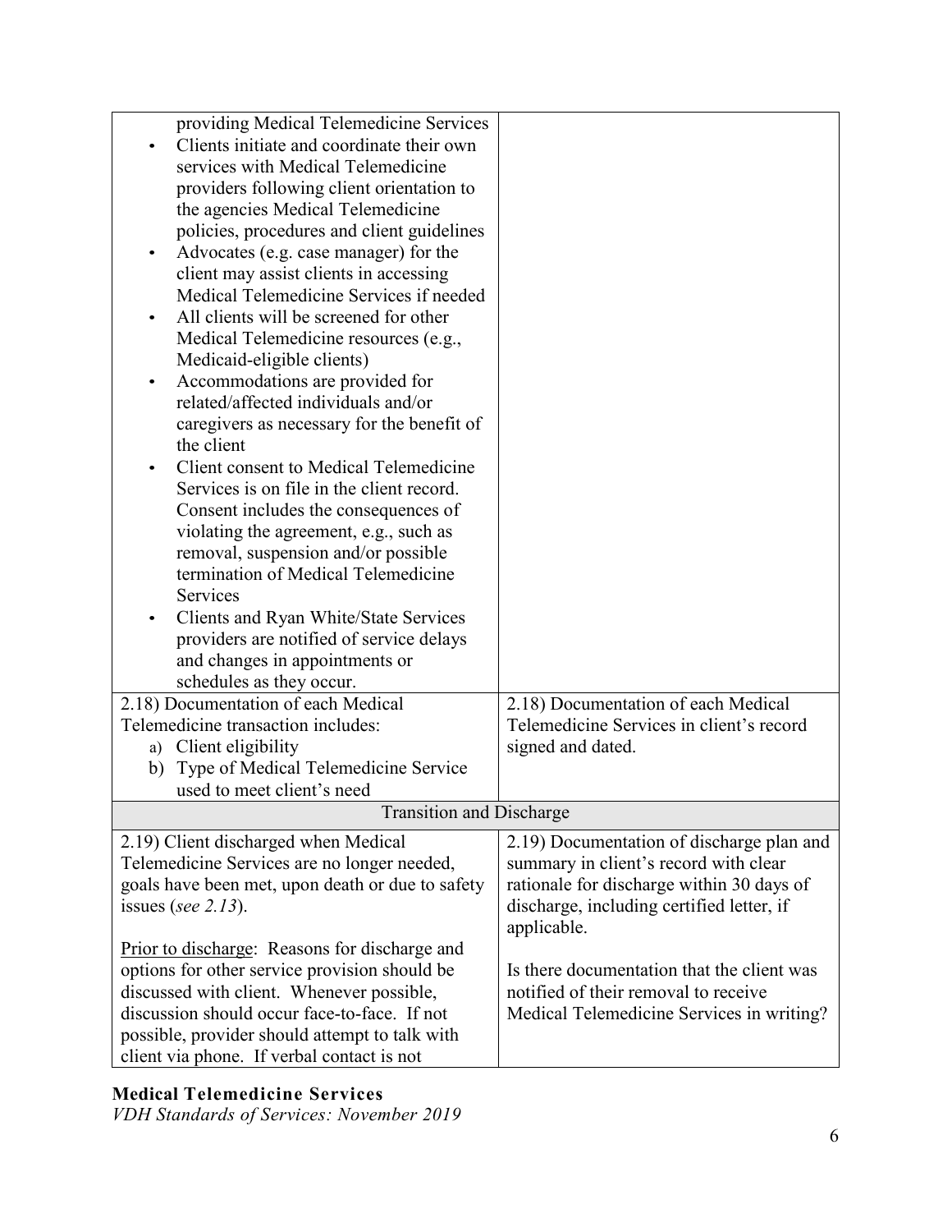| | |
|---|---|
| providing Medical Telemedicine Services<br>• Clients initiate and coordinate their own services with Medical Telemedicine providers following client orientation to the agencies Medical Telemedicine policies, procedures and client guidelines<br>• Advocates (e.g. case manager) for the client may assist clients in accessing Medical Telemedicine Services if needed<br>• All clients will be screened for other Medical Telemedicine resources (e.g., Medicaid-eligible clients)<br>• Accommodations are provided for related/affected individuals and/or caregivers as necessary for the benefit of the client<br>• Client consent to Medical Telemedicine Services is on file in the client record. Consent includes the consequences of violating the agreement, e.g., such as removal, suspension and/or possible termination of Medical Telemedicine Services<br>• Clients and Ryan White/State Services providers are notified of service delays and changes in appointments or schedules as they occur. | |
| 2.18) Documentation of each Medical Telemedicine transaction includes:<br>a) Client eligibility<br>b) Type of Medical Telemedicine Service used to meet client's need | 2.18) Documentation of each Medical Telemedicine Services in client's record signed and dated. |
| **Transition and Discharge** | |
| 2.19) Client discharged when Medical Telemedicine Services are no longer needed, goals have been met, upon death or due to safety issues (*see 2.13*).<br><br>Prior to discharge: Reasons for discharge and options for other service provision should be discussed with client. Whenever possible, discussion should occur face-to-face. If not possible, provider should attempt to talk with client via phone. If verbal contact is not | 2.19) Documentation of discharge plan and summary in client's record with clear rationale for discharge within 30 days of discharge, including certified letter, if applicable.<br><br>Is there documentation that the client was notified of their removal to receive Medical Telemedicine Services in writing? |

**Medical Telemedicine Services**
*VDH Standards of Services: November 2019*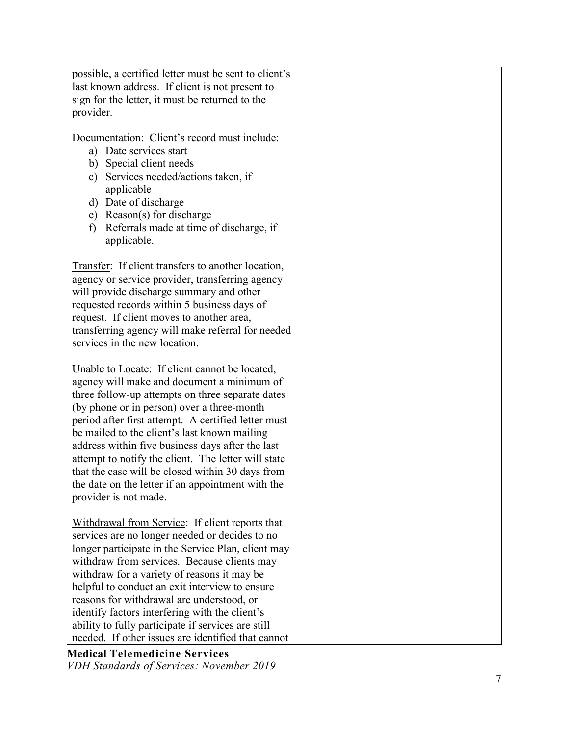| | |
|---|---|
| possible, a certified letter must be sent to client's last known address. If client is not present to sign for the letter, it must be returned to the provider.<br><br>Documentation: Client's record must include:<br>a) Date services start<br>b) Special client needs<br>c) Services needed/actions taken, if applicable<br>d) Date of discharge<br>e) Reason(s) for discharge<br>f) Referrals made at time of discharge, if applicable.<br><br>Transfer: If client transfers to another location, agency or service provider, transferring agency will provide discharge summary and other requested records within 5 business days of request. If client moves to another area, transferring agency will make referral for needed services in the new location.<br><br>Unable to Locate: If client cannot be located, agency will make and document a minimum of three follow-up attempts on three separate dates (by phone or in person) over a three-month period after first attempt. A certified letter must be mailed to the client's last known mailing address within five business days after the last attempt to notify the client. The letter will state that the case will be closed within 30 days from the date on the letter if an appointment with the provider is not made.<br><br>Withdrawal from Service: If client reports that services are no longer needed or decides to no longer participate in the Service Plan, client may withdraw from services. Because clients may withdraw for a variety of reasons it may be helpful to conduct an exit interview to ensure reasons for withdrawal are understood, or identify factors interfering with the client's ability to fully participate if services are still needed. If other issues are identified that cannot | |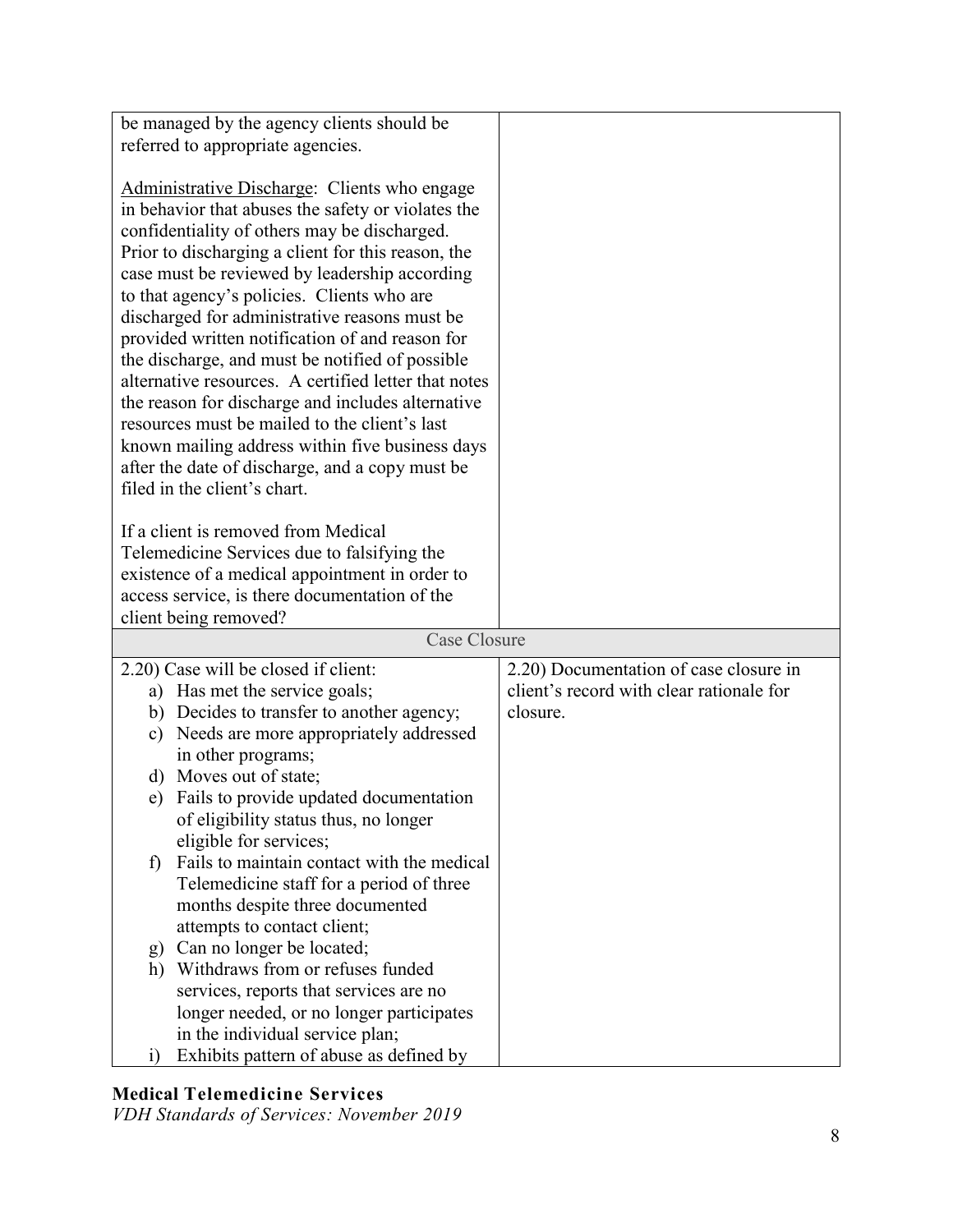| | |
|---|---|
| be managed by the agency clients should be referred to appropriate agencies.<br><br><u>Administrative Discharge</u>: Clients who engage in behavior that abuses the safety or violates the confidentiality of others may be discharged. Prior to discharging a client for this reason, the case must be reviewed by leadership according to that agency's policies. Clients who are discharged for administrative reasons must be provided written notification of and reason for the discharge, and must be notified of possible alternative resources. A certified letter that notes the reason for discharge and includes alternative resources must be mailed to the client's last known mailing address within five business days after the date of discharge, and a copy must be filed in the client's chart.<br><br>If a client is removed from Medical Telemedicine Services due to falsifying the existence of a medical appointment in order to access service, is there documentation of the client being removed? | |
| **Case Closure** | |
| 2.20) Case will be closed if client:<br>a) Has met the service goals;<br>b) Decides to transfer to another agency;<br>c) Needs are more appropriately addressed in other programs;<br>d) Moves out of state;<br>e) Fails to provide updated documentation of eligibility status thus, no longer eligible for services;<br>f) Fails to maintain contact with the medical Telemedicine staff for a period of three months despite three documented attempts to contact client;<br>g) Can no longer be located;<br>h) Withdraws from or refuses funded services, reports that services are no longer needed, or no longer participates in the individual service plan;<br>i) Exhibits pattern of abuse as defined by | 2.20) Documentation of case closure in client's record with clear rationale for closure. |

**Medical Telemedicine Services**
*VDH Standards of Services: November 2019*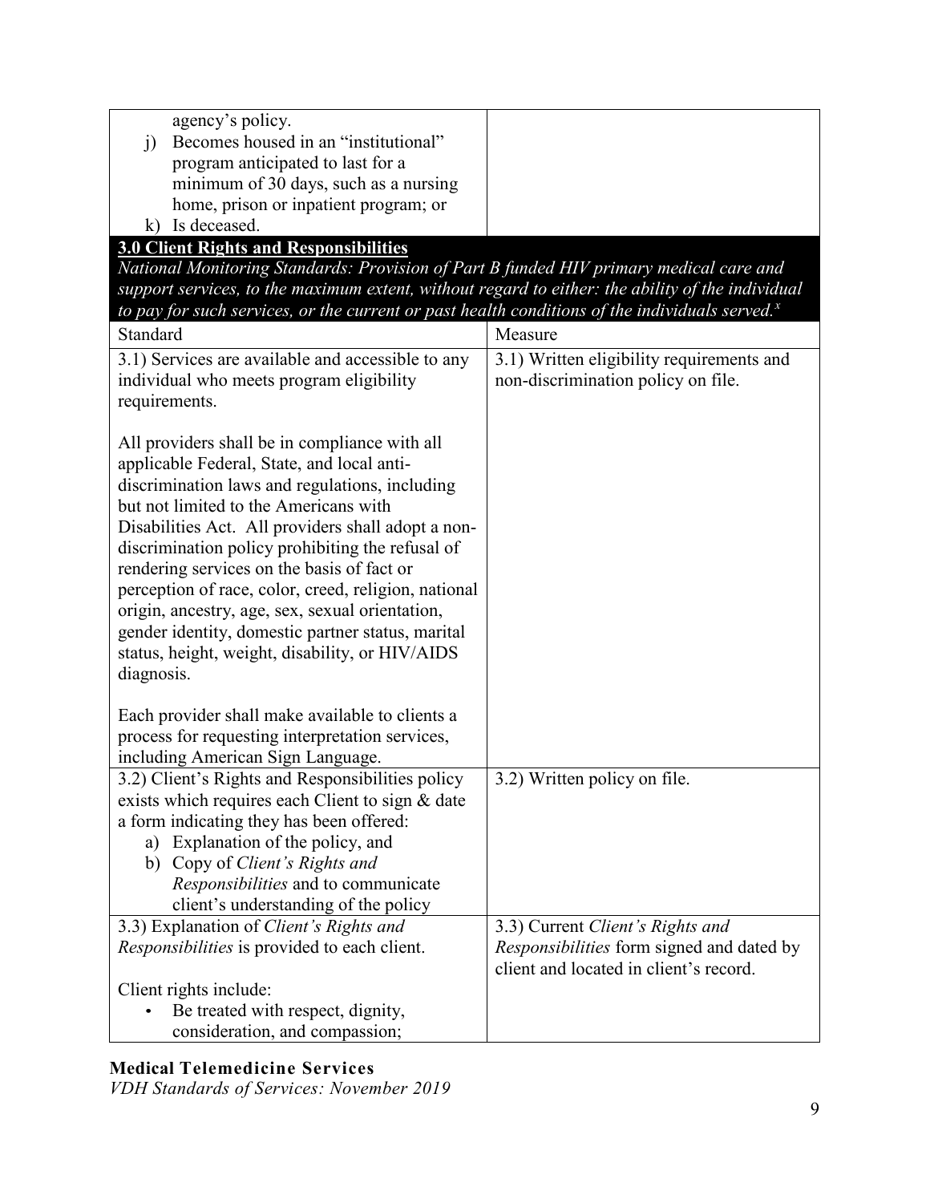| | |
|---|---|
| agency's policy.<br>j) Becomes housed in an "institutional" program anticipated to last for a minimum of 30 days, such as a nursing home, prison or inpatient program; or<br>k) Is deceased. | |

**3.0 Client Rights and Responsibilities**

*National Monitoring Standards: Provision of Part B funded HIV primary medical care and support services, to the maximum extent, without regard to either: the ability of the individual to pay for such services, or the current or past health conditions of the individuals served.*[x]

| Standard | Measure |
|---|---|
| 3.1) Services are available and accessible to any individual who meets program eligibility requirements.<br><br>All providers shall be in compliance with all applicable Federal, State, and local anti-discrimination laws and regulations, including but not limited to the Americans with Disabilities Act. All providers shall adopt a non-discrimination policy prohibiting the refusal of rendering services on the basis of fact or perception of race, color, creed, religion, national origin, ancestry, age, sex, sexual orientation, gender identity, domestic partner status, marital status, height, weight, disability, or HIV/AIDS diagnosis.<br><br>Each provider shall make available to clients a process for requesting interpretation services, including American Sign Language. | 3.1) Written eligibility requirements and non-discrimination policy on file. |
| 3.2) Client's Rights and Responsibilities policy exists which requires each Client to sign & date a form indicating they has been offered:<br>a) Explanation of the policy, and<br>b) Copy of *Client's Rights and Responsibilities* and to communicate client's understanding of the policy | 3.2) Written policy on file. |
| 3.3) Explanation of *Client's Rights and Responsibilities* is provided to each client.<br><br>Client rights include:<br>• Be treated with respect, dignity, consideration, and compassion; | 3.3) Current *Client's Rights and Responsibilities* form signed and dated by client and located in client's record. |

**Medical Telemedicine Services**
*VDH Standards of Services: November 2019*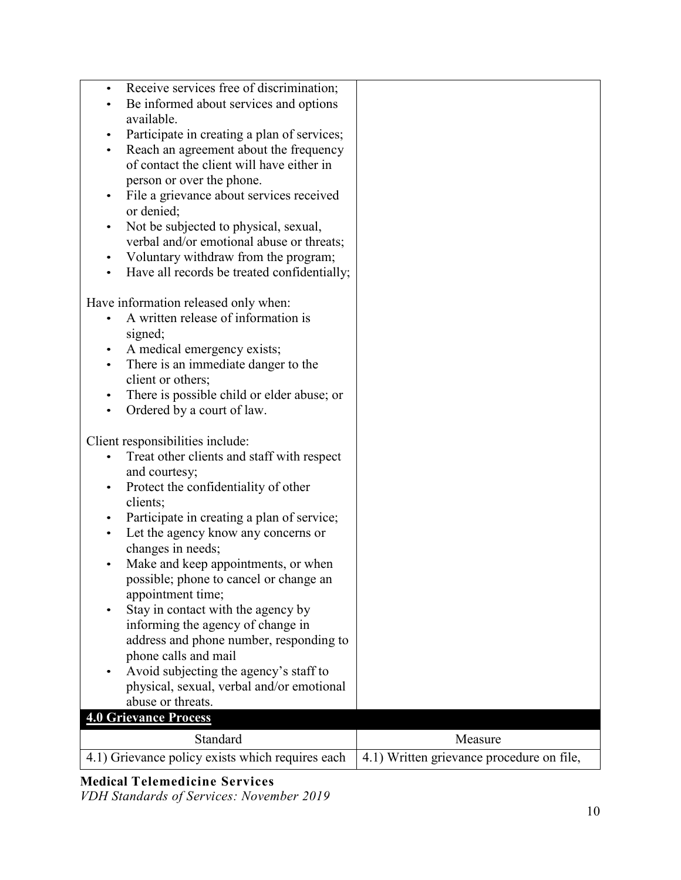| | |
|---|---|
| • Receive services free of discrimination;<br>• Be informed about services and options available.<br>• Participate in creating a plan of services;<br>• Reach an agreement about the frequency of contact the client will have either in person or over the phone.<br>• File a grievance about services received or denied;<br>• Not be subjected to physical, sexual, verbal and/or emotional abuse or threats;<br>• Voluntary withdraw from the program;<br>• Have all records be treated confidentially;<br><br>Have information released only when:<br>• A written release of information is signed;<br>• A medical emergency exists;<br>• There is an immediate danger to the client or others;<br>• There is possible child or elder abuse; or<br>• Ordered by a court of law.<br><br>Client responsibilities include:<br>• Treat other clients and staff with respect and courtesy;<br>• Protect the confidentiality of other clients;<br>• Participate in creating a plan of service;<br>• Let the agency know any concerns or changes in needs;<br>• Make and keep appointments, or when possible; phone to cancel or change an appointment time;<br>• Stay in contact with the agency by informing the agency of change in address and phone number, responding to phone calls and mail<br>• Avoid subjecting the agency's staff to physical, sexual, verbal and/or emotional abuse or threats. | |
| **4.0 Grievance Process** | |
| Standard | Measure |
| 4.1) Grievance policy exists which requires each | 4.1) Written grievance procedure on file, |

**Medical Telemedicine Services**
*VDH Standards of Services: November 2019*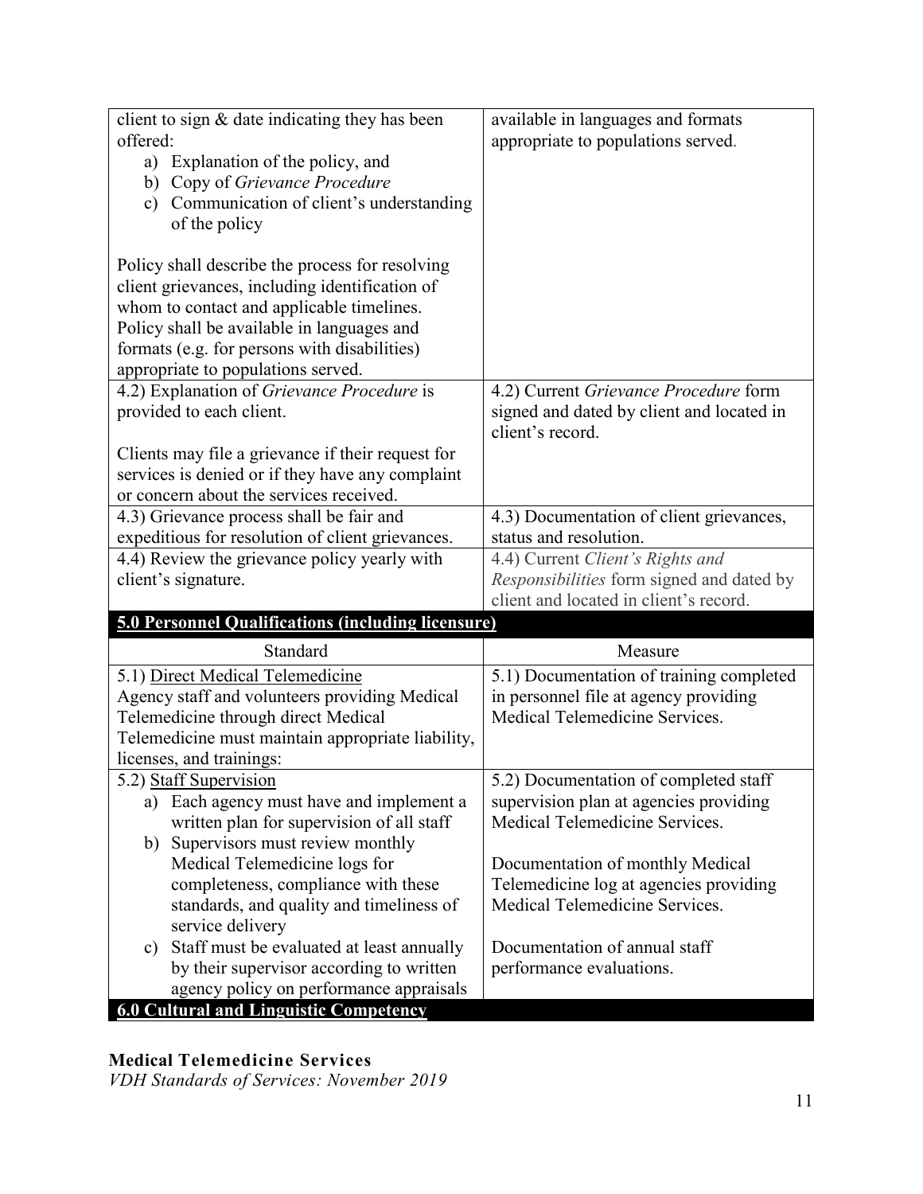| Standard | Measure |
|---|---|
| client to sign & date indicating they has been offered:<br>a) Explanation of the policy, and<br>b) Copy of *Grievance Procedure*<br>c) Communication of client's understanding of the policy<br><br>Policy shall describe the process for resolving client grievances, including identification of whom to contact and applicable timelines. Policy shall be available in languages and formats (e.g. for persons with disabilities) appropriate to populations served. | available in languages and formats appropriate to populations served. |
| 4.2) Explanation of *Grievance Procedure* is provided to each client.<br><br>Clients may file a grievance if their request for services is denied or if they have any complaint or concern about the services received. | 4.2) Current *Grievance Procedure* form signed and dated by client and located in client's record. |
| 4.3) Grievance process shall be fair and expeditious for resolution of client grievances. | 4.3) Documentation of client grievances, status and resolution. |
| 4.4) Review the grievance policy yearly with client's signature. | 4.4) Current *Client's Rights and Responsibilities* form signed and dated by client and located in client's record. |

**5.0 Personnel Qualifications (including licensure)**

| Standard | Measure |
|---|---|
| 5.1) Direct Medical Telemedicine<br>Agency staff and volunteers providing Medical Telemedicine through direct Medical Telemedicine must maintain appropriate liability, licenses, and trainings: | 5.1) Documentation of training completed in personnel file at agency providing Medical Telemedicine Services. |
| 5.2) Staff Supervision<br>a) Each agency must have and implement a written plan for supervision of all staff<br>b) Supervisors must review monthly Medical Telemedicine logs for completeness, compliance with these standards, and quality and timeliness of service delivery<br>c) Staff must be evaluated at least annually by their supervisor according to written agency policy on performance appraisals | 5.2) Documentation of completed staff supervision plan at agencies providing Medical Telemedicine Services.<br><br>Documentation of monthly Medical Telemedicine log at agencies providing Medical Telemedicine Services.<br><br>Documentation of annual staff performance evaluations. |

**6.0 Cultural and Linguistic Competency**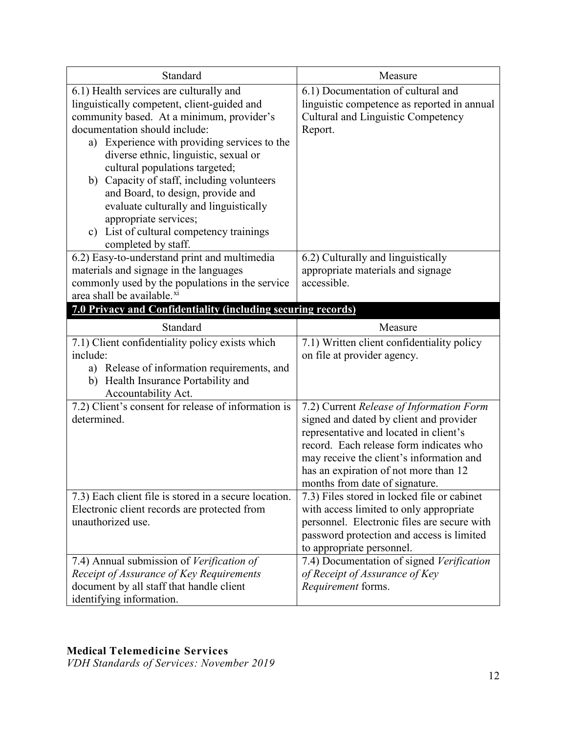| Standard | Measure |
|---|---|
| 6.1) Health services are culturally and linguistically competent, client-guided and community based. At a minimum, provider's documentation should include: a) Experience with providing services to the diverse ethnic, linguistic, sexual or cultural populations targeted; b) Capacity of staff, including volunteers and Board, to design, provide and evaluate culturally and linguistically appropriate services; c) List of cultural competency trainings completed by staff. | 6.1) Documentation of cultural and linguistic competence as reported in annual Cultural and Linguistic Competency Report. |
| 6.2) Easy-to-understand print and multimedia materials and signage in the languages commonly used by the populations in the service area shall be available.[xi] | 6.2) Culturally and linguistically appropriate materials and signage accessible. |

**7.0 Privacy and Confidentiality (including securing records)**

| Standard | Measure |
|---|---|
| 7.1) Client confidentiality policy exists which include: a) Release of information requirements, and b) Health Insurance Portability and Accountability Act. | 7.1) Written client confidentiality policy on file at provider agency. |
| 7.2) Client's consent for release of information is determined. | 7.2) Current *Release of Information Form* signed and dated by client and provider representative and located in client's record. Each release form indicates who may receive the client's information and has an expiration of not more than 12 months from date of signature. |
| 7.3) Each client file is stored in a secure location. Electronic client records are protected from unauthorized use. | 7.3) Files stored in locked file or cabinet with access limited to only appropriate personnel. Electronic files are secure with password protection and access is limited to appropriate personnel. |
| 7.4) Annual submission of *Verification of Receipt of Assurance of Key Requirements* document by all staff that handle client identifying information. | 7.4) Documentation of signed *Verification of Receipt of Assurance of Key Requirement* forms. |

**Medical Telemedicine Services**
*VDH Standards of Services: November 2019*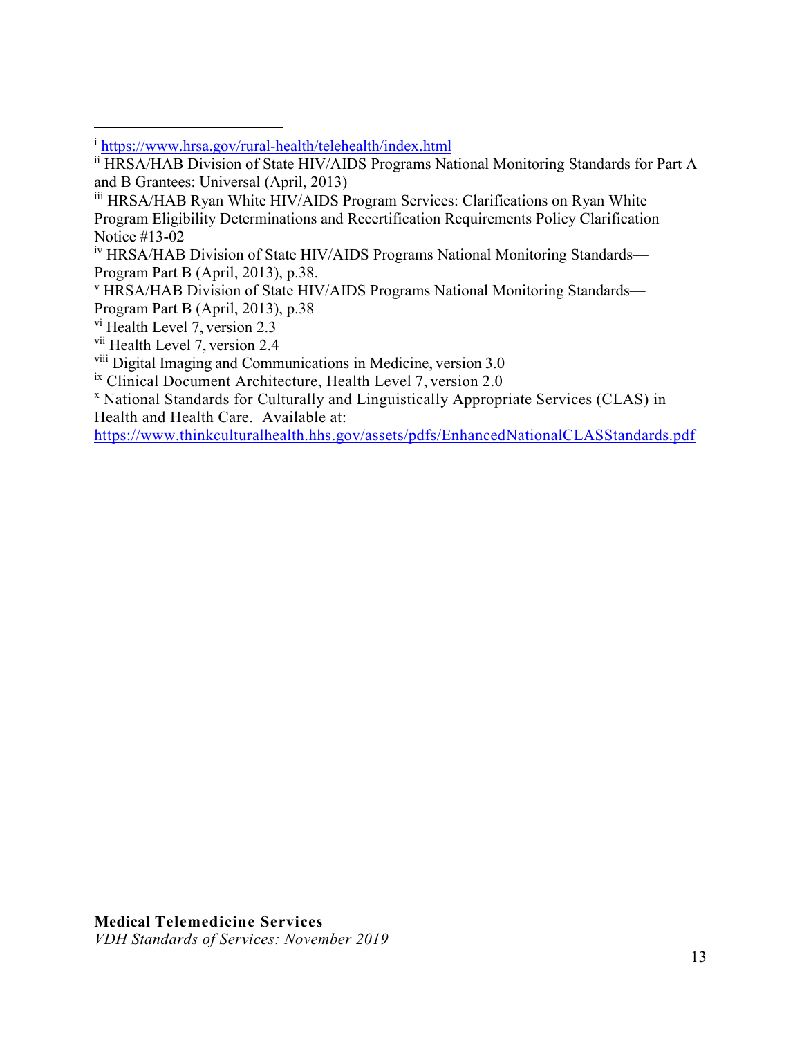[i] https://www.hrsa.gov/rural-health/telehealth/index.html

[ii] HRSA/HAB Division of State HIV/AIDS Programs National Monitoring Standards for Part A and B Grantees: Universal (April, 2013)

[iii] HRSA/HAB Ryan White HIV/AIDS Program Services: Clarifications on Ryan White Program Eligibility Determinations and Recertification Requirements Policy Clarification Notice #13-02

[iv] HRSA/HAB Division of State HIV/AIDS Programs National Monitoring Standards—Program Part B (April, 2013), p.38.

[v] HRSA/HAB Division of State HIV/AIDS Programs National Monitoring Standards—Program Part B (April, 2013), p.38

[vi] Health Level 7, version 2.3

[vii] Health Level 7, version 2.4

[viii] Digital Imaging and Communications in Medicine, version 3.0

[ix] Clinical Document Architecture, Health Level 7, version 2.0

[x] National Standards for Culturally and Linguistically Appropriate Services (CLAS) in Health and Health Care. Available at: https://www.thinkculturalhealth.hhs.gov/assets/pdfs/EnhancedNationalCLASStandards.pdf